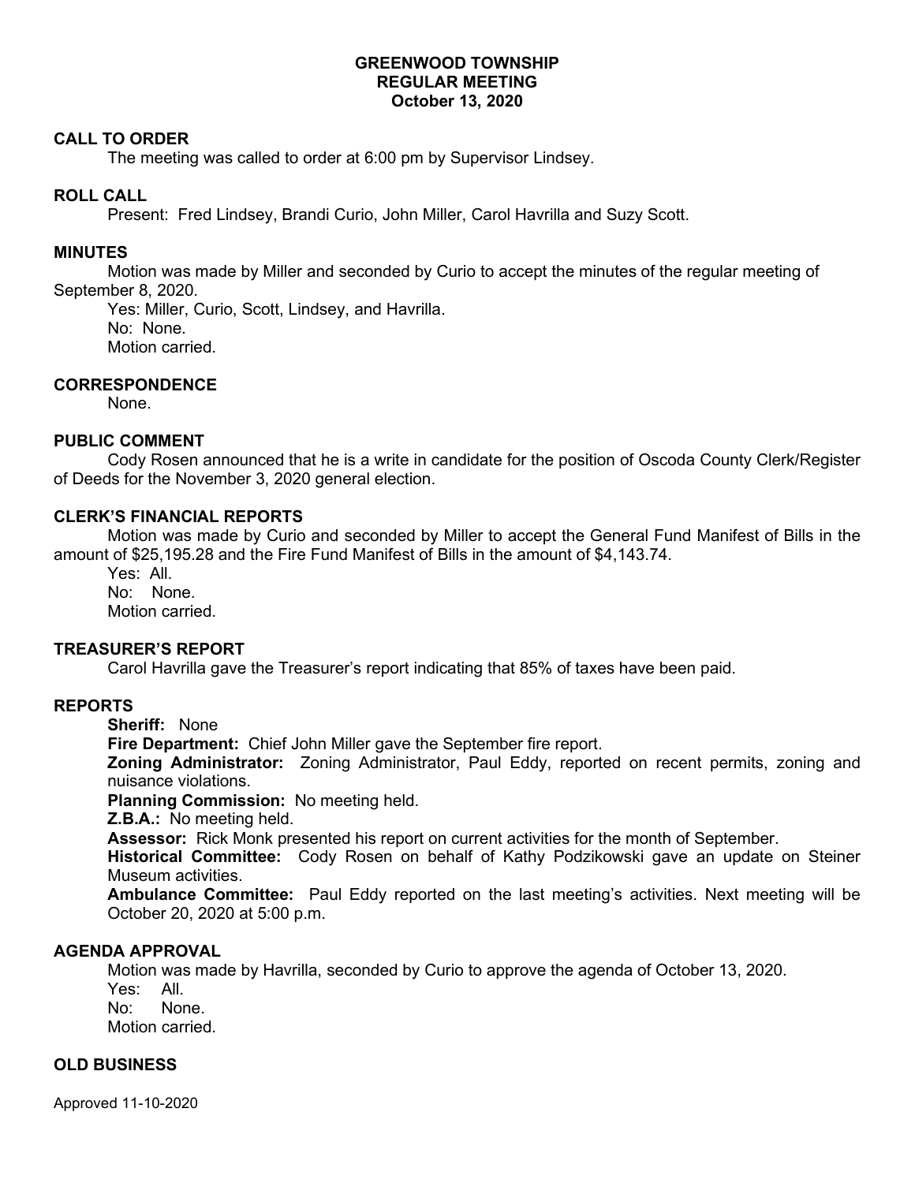# GREENWOOD TOWNSHIP
## REGULAR MEETING
### October 13, 2020

**CALL TO ORDER**

The meeting was called to order at 6:00 pm by Supervisor Lindsey.

**ROLL CALL**

Present: Fred Lindsey, Brandi Curio, John Miller, Carol Havrilla and Suzy Scott.

**MINUTES**

Motion was made by Miller and seconded by Curio to accept the minutes of the regular meeting of September 8, 2020.

Yes: Miller, Curio, Scott, Lindsey, and Havrilla.
No: None.
Motion carried.

**CORRESPONDENCE**

None.

**PUBLIC COMMENT**

Cody Rosen announced that he is a write in candidate for the position of Oscoda County Clerk/Register of Deeds for the November 3, 2020 general election.

**CLERK'S FINANCIAL REPORTS**

Motion was made by Curio and seconded by Miller to accept the General Fund Manifest of Bills in the amount of $25,195.28 and the Fire Fund Manifest of Bills in the amount of $4,143.74.

Yes: All.
No: None.
Motion carried.

**TREASURER'S REPORT**

Carol Havrilla gave the Treasurer's report indicating that 85% of taxes have been paid.

**REPORTS**

**Sheriff:** None

**Fire Department:** Chief John Miller gave the September fire report.

**Zoning Administrator:** Zoning Administrator, Paul Eddy, reported on recent permits, zoning and nuisance violations.

**Planning Commission:** No meeting held.

**Z.B.A.:** No meeting held.

**Assessor:** Rick Monk presented his report on current activities for the month of September.

**Historical Committee:** Cody Rosen on behalf of Kathy Podzikowski gave an update on Steiner Museum activities.

**Ambulance Committee:** Paul Eddy reported on the last meeting's activities. Next meeting will be October 20, 2020 at 5:00 p.m.

**AGENDA APPROVAL**

Motion was made by Havrilla, seconded by Curio to approve the agenda of October 13, 2020.

Yes: All.
No: None.
Motion carried.

**OLD BUSINESS**

Approved 11-10-2020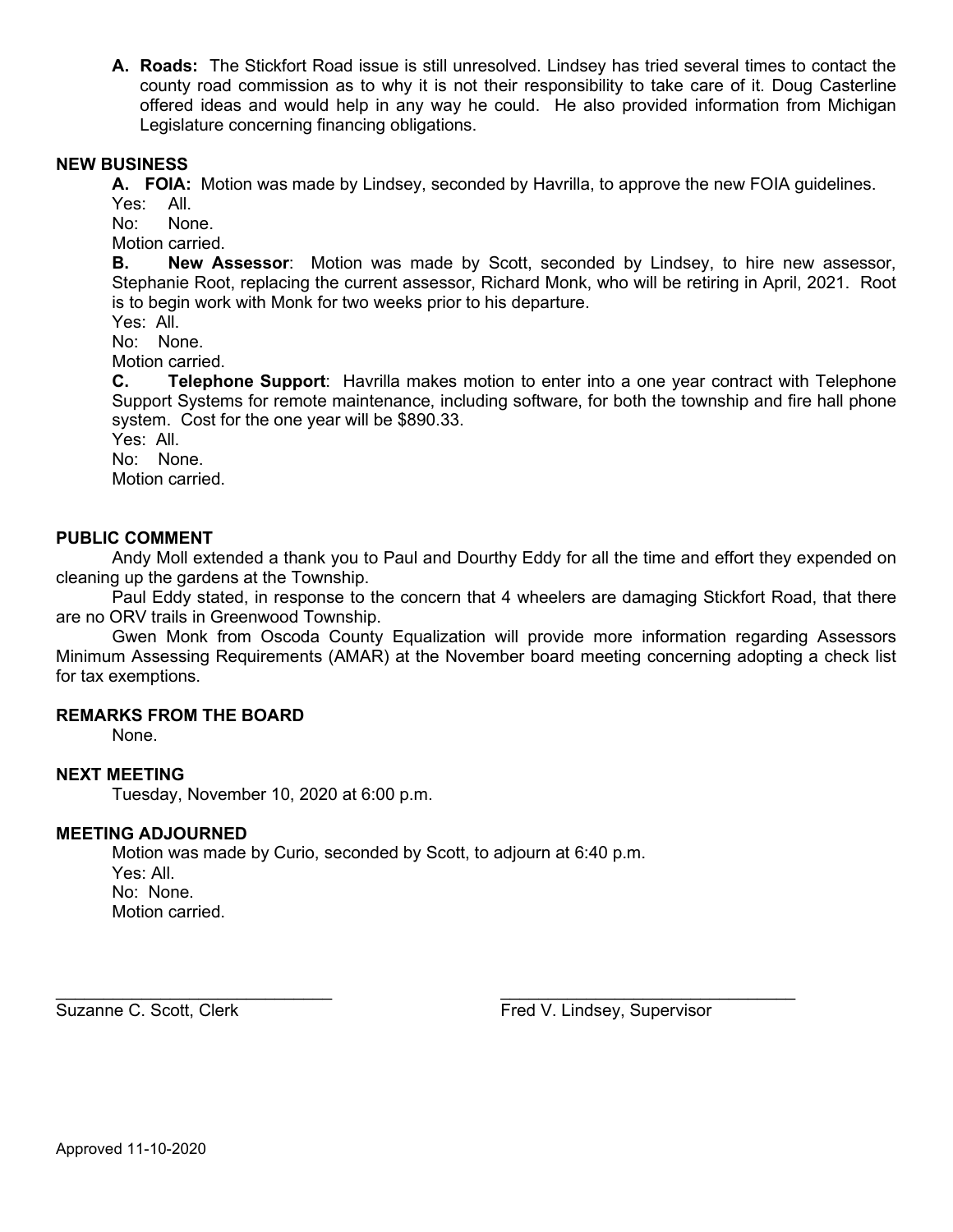A. **Roads:** The Stickfort Road issue is still unresolved. Lindsey has tried several times to contact the county road commission as to why it is not their responsibility to take care of it. Doug Casterline offered ideas and would help in any way he could. He also provided information from Michigan Legislature concerning financing obligations.

**NEW BUSINESS**

**A. FOIA:** Motion was made by Lindsey, seconded by Havrilla, to approve the new FOIA guidelines.
Yes: All.
No: None.
Motion carried.

**B. New Assessor**: Motion was made by Scott, seconded by Lindsey, to hire new assessor, Stephanie Root, replacing the current assessor, Richard Monk, who will be retiring in April, 2021. Root is to begin work with Monk for two weeks prior to his departure.
Yes: All.
No: None.
Motion carried.

**C. Telephone Support**: Havrilla makes motion to enter into a one year contract with Telephone Support Systems for remote maintenance, including software, for both the township and fire hall phone system. Cost for the one year will be $890.33.
Yes: All.
No: None.
Motion carried.

**PUBLIC COMMENT**

Andy Moll extended a thank you to Paul and Dourthy Eddy for all the time and effort they expended on cleaning up the gardens at the Township.

Paul Eddy stated, in response to the concern that 4 wheelers are damaging Stickfort Road, that there are no ORV trails in Greenwood Township.

Gwen Monk from Oscoda County Equalization will provide more information regarding Assessors Minimum Assessing Requirements (AMAR) at the November board meeting concerning adopting a check list for tax exemptions.

**REMARKS FROM THE BOARD**

None.

**NEXT MEETING**

Tuesday, November 10, 2020 at 6:00 p.m.

**MEETING ADJOURNED**

Motion was made by Curio, seconded by Scott, to adjourn at 6:40 p.m.
Yes: All.
No: None.
Motion carried.

\_\_\_\_\_\_\_\_\_\_\_\_\_\_\_\_\_\_\_\_\_\_\_\_\_\_\_\_\_\_
Suzanne C. Scott, Clerk

\_\_\_\_\_\_\_\_\_\_\_\_\_\_\_\_\_\_\_\_\_\_\_\_\_\_\_\_\_\_
Fred V. Lindsey, Supervisor

Approved 11-10-2020